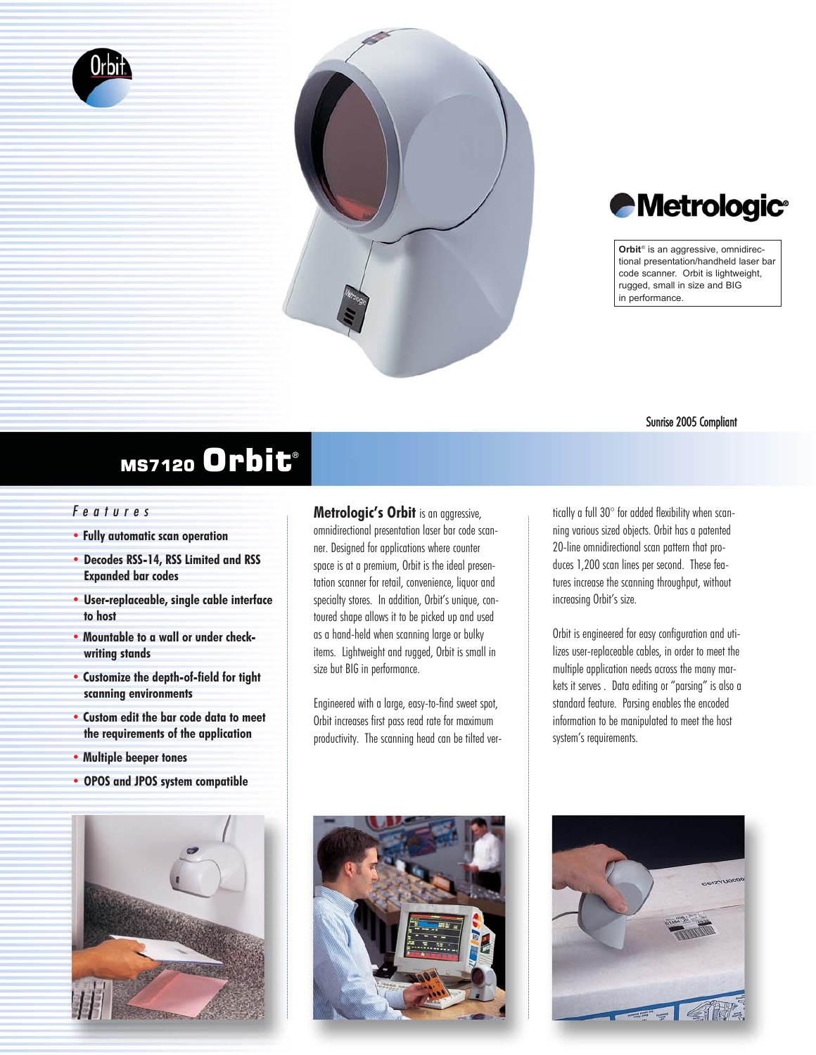Metrologic®

**Orbit**® is an aggressive, omnidirectional presentation/handheld laser bar code scanner. Orbit is lightweight, rugged, small in size and BIG in performance.

Sunrise 2005 Compliant

# MS7120 Orbit®

## *Features*

- **Fully automatic scan operation**
- **Decodes RSS-14, RSS Limited and RSS Expanded bar codes**
- **User-replaceable, single cable interface to host**
- **Mountable to a wall or under check-writing stands**
- **Customize the depth-of-field for tight scanning environments**
- **Custom edit the bar code data to meet the requirements of the application**
- **Multiple beeper tones**
- **OPOS and JPOS system compatible**

**Metrologic's Orbit** is an aggressive, omnidirectional presentation laser bar code scanner. Designed for applications where counter space is at a premium, Orbit is the ideal presentation scanner for retail, convenience, liquor and specialty stores. In addition, Orbit's unique, contoured shape allows it to be picked up and used as a hand-held when scanning large or bulky items. Lightweight and rugged, Orbit is small in size but BIG in performance.

Engineered with a large, easy-to-find sweet spot, Orbit increases first pass read rate for maximum productivity. The scanning head can be tilted vertically a full 30° for added flexibility when scanning various sized objects. Orbit has a patented 20-line omnidirectional scan pattern that produces 1,200 scan lines per second. These features increase the scanning throughput, without increasing Orbit's size.

Orbit is engineered for easy configuration and utilizes user-replaceable cables, in order to meet the multiple application needs across the many markets it serves . Data editing or "parsing" is also a standard feature. Parsing enables the encoded information to be manipulated to meet the host system's requirements.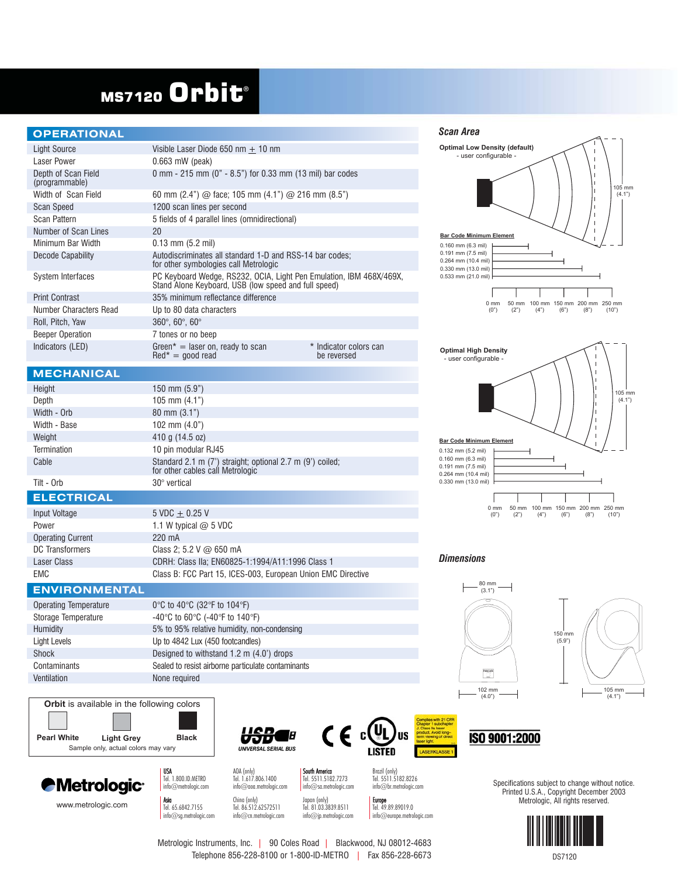# MS7120 Orbit®

## OPERATIONAL

| | |
|---|---|
| Light Source | Visible Laser Diode 650 nm ± 10 nm |
| Laser Power | 0.663 mW (peak) |
| Depth of Scan Field (programmable) | 0 mm - 215 mm (0" - 8.5") for 0.33 mm (13 mil) bar codes |
| Width of Scan Field | 60 mm (2.4") @ face; 105 mm (4.1") @ 216 mm (8.5") |
| Scan Speed | 1200 scan lines per second |
| Scan Pattern | 5 fields of 4 parallel lines (omnidirectional) |
| Number of Scan Lines | 20 |
| Minimum Bar Width | 0.13 mm (5.2 mil) |
| Decode Capability | Autodiscriminates all standard 1-D and RSS-14 bar codes; for other symbologies call Metrologic |
| System Interfaces | PC Keyboard Wedge, RS232, OCIA, Light Pen Emulation, IBM 468X/469X, Stand Alone Keyboard, USB (low speed and full speed) |
| Print Contrast | 35% minimum reflectance difference |
| Number Characters Read | Up to 80 data characters |
| Roll, Pitch, Yaw | 360°, 60°, 60° |
| Beeper Operation | 7 tones or no beep |
| Indicators (LED) | Green* = laser on, ready to scan; Red* = good read — * Indicator colors can be reversed |

## MECHANICAL

| | |
|---|---|
| Height | 150 mm (5.9") |
| Depth | 105 mm (4.1") |
| Width - Orb | 80 mm (3.1") |
| Width - Base | 102 mm (4.0") |
| Weight | 410 g (14.5 oz) |
| Termination | 10 pin modular RJ45 |
| Cable | Standard 2.1 m (7') straight; optional 2.7 m (9') coiled; for other cables call Metrologic |
| Tilt - Orb | 30° vertical |

## ELECTRICAL

| | |
|---|---|
| Input Voltage | 5 VDC ± 0.25 V |
| Power | 1.1 W typical @ 5 VDC |
| Operating Current | 220 mA |
| DC Transformers | Class 2; 5.2 V @ 650 mA |
| Laser Class | CDRH: Class IIa; EN60825-1:1994/A11:1996 Class 1 |
| EMC | Class B: FCC Part 15, ICES-003, European Union EMC Directive |

## ENVIRONMENTAL

| | |
|---|---|
| Operating Temperature | 0°C to 40°C (32°F to 104°F) |
| Storage Temperature | -40°C to 60°C (-40°F to 140°F) |
| Humidity | 5% to 95% relative humidity, non-condensing |
| Light Levels | Up to 4842 Lux (450 footcandles) |
| Shock | Designed to withstand 1.2 m (4.0') drops |
| Contaminants | Sealed to resist airborne particulate contaminants |
| Ventilation | None required |

## Scan Area

**Optimal Low Density (default)**
- user configurable -

105 mm (4.1")

Bar Code Minimum Element
0.160 mm (6.3 mil)
0.191 mm (7.5 mil)
0.264 mm (10.4 mil)
0.330 mm (13.0 mil)
0.533 mm (21.0 mil)

0 mm (0") 50 mm (2") 100 mm (4") 150 mm (6") 200 mm (8") 250 mm (10")

**Optimal High Density**
- user configurable -

105 mm (4.1")

Bar Code Minimum Element
0.132 mm (5.2 mil)
0.160 mm (6.3 mil)
0.191 mm (7.5 mil)
0.264 mm (10.4 mil)
0.330 mm (13.0 mil)

0 mm (0") 50 mm (2") 100 mm (4") 150 mm (6") 200 mm (8") 250 mm (10")

## Dimensions

80 mm (3.1")
150 mm (5.9")
102 mm (4.0")
105 mm (4.1")

**Orbit** is available in the following colors

Pearl White | Light Grey | Black

Sample only, actual colors may vary

USB UNIVERSAL SERIAL BUS | CE | cULus LISTED | Complies with 21 CFR Chapter 1 subchapter J. Class IIa laser product. Avoid long-term viewing of direct laser light. LASERKLASSE 1 | ISO 9001:2000

Metrologic
www.metrologic.com

**USA** Tel. 1.800.ID.METRO info@metrologic.com
AOA (only) Tel. 1.617.806.1400 info@aoa.metrologic.com
**South America** Tel. 5511.5182.7273 info@sa.metrologic.com
Brazil (only) Tel. 5511.5182.8226 info@br.metrologic.com
**Asia** Tel. 65.6842.7155 info@sg.metrologic.com
China (only) Tel. 86.512.62572511 info@cn.metrologic.com
Japan (only) Tel. 81.03.3839.8511 info@jp.metrologic.com
**Europe** Tel. 49.89.89019.0 info@europe.metrologic.com

Specifications subject to change without notice.
Printed U.S.A., Copyright December 2003
Metrologic, All rights reserved.

Metrologic Instruments, Inc. | 90 Coles Road | Blackwood, NJ 08012-4683
Telephone 856-228-8100 or 1-800-ID-METRO | Fax 856-228-6673

DS7120